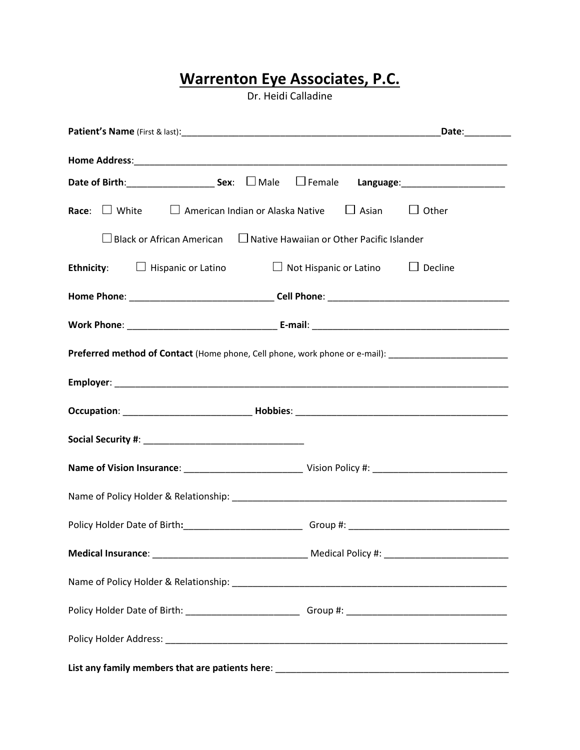# Warrenton Eye Associates, P.C.

Dr. Heidi Calladine

**Patient's Name** (First & last):______________________________________________________**Date**:_________

**Home Address**:_____________________________________________________________________________

**Date of Birth**:_________________ **Sex**: ☐ Male ☐ Female **Language**:____________________

**Race**: ☐ White ☐ American Indian or Alaska Native ☐ Asian ☐ Other

☐ Black or African American ☐ Native Hawaiian or Other Pacific Islander

**Ethnicity**: ☐ Hispanic or Latino ☐ Not Hispanic or Latino ☐ Decline

**Home Phone**: ____________________________ **Cell Phone**: ___________________________________

**Work Phone**: ______________________________ **E-mail**: ______________________________________

**Preferred method of Contact** (Home phone, Cell phone, work phone or e-mail): ________________________

**Employer**: _________________________________________________________________________________

**Occupation**: __________________________ **Hobbies**: ___________________________________________

**Social Security #**: _______________________________

**Name of Vision Insurance**: _______________________ Vision Policy #: _________________________

Name of Policy Holder & Relationship: _____________________________________________________

Policy Holder Date of Birth**:**_______________________ Group #: _______________________________

**Medical Insurance**: ______________________________ Medical Policy #: ________________________

Name of Policy Holder & Relationship: _____________________________________________________

Policy Holder Date of Birth: ______________________ Group #: ________________________________

Policy Holder Address: _________________________________________________________________

**List any family members that are patients here**: _____________________________________________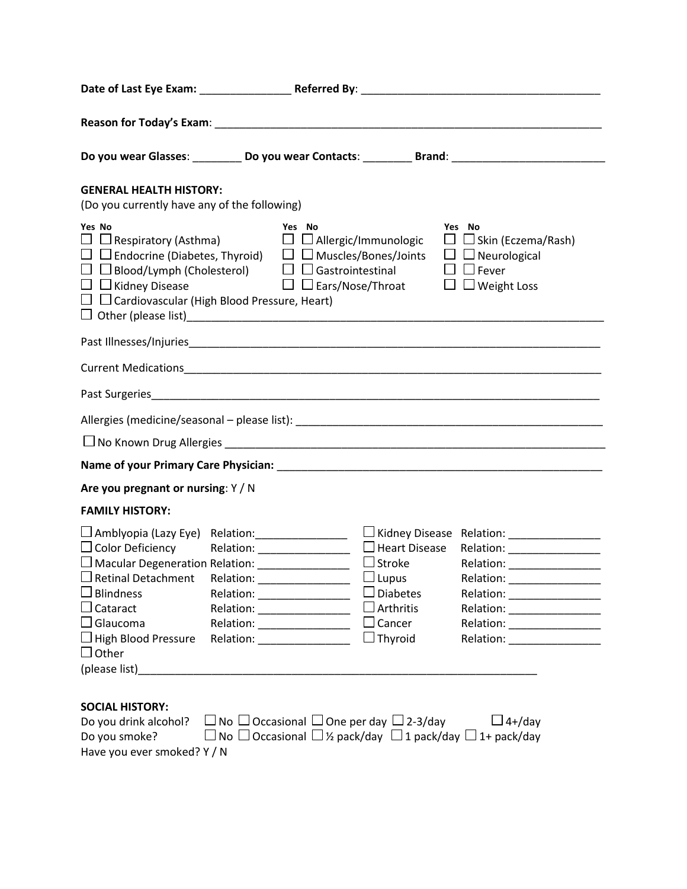**Date of Last Eye Exam:** _______________ **Referred By**: _______________________________________

**Reason for Today's Exam**: _________________________________________________________________

**Do you wear Glasses**: ________ **Do you wear Contacts**: ________ **Brand**: _________________________

**GENERAL HEALTH HISTORY:**

(Do you currently have any of the following)

| Yes | No | | Yes | No | | Yes | No | |
|---|---|---|---|---|---|---|---|---|
| ☐ | ☐ | Respiratory (Asthma) | ☐ | ☐ | Allergic/Immunologic | ☐ | ☐ | Skin (Eczema/Rash) |
| ☐ | ☐ | Endocrine (Diabetes, Thyroid) | ☐ | ☐ | Muscles/Bones/Joints | ☐ | ☐ | Neurological |
| ☐ | ☐ | Blood/Lymph (Cholesterol) | ☐ | ☐ | Gastrointestinal | ☐ | ☐ | Fever |
| ☐ | ☐ | Kidney Disease | ☐ | ☐ | Ears/Nose/Throat | ☐ | ☐ | Weight Loss |
| ☐ | ☐ | Cardiovascular (High Blood Pressure, Heart) | | | | | | |

☐ Other (please list)____________________________________________________________________

Past Illnesses/Injuries__________________________________________________________________

Current Medications____________________________________________________________________

Past Surgeries_________________________________________________________________________

Allergies (medicine/seasonal – please list): ___________________________________________________

☐ No Known Drug Allergies ______________________________________________________________

**Name of your Primary Care Physician:** ______________________________________________________

**Are you pregnant or nursing**: Y / N

**FAMILY HISTORY:**

| | | | |
|---|---|---|---|
| ☐ Amblyopia (Lazy Eye) | Relation: _______________ | ☐ Kidney Disease | Relation: _______________ |
| ☐ Color Deficiency | Relation: _______________ | ☐ Heart Disease | Relation: _______________ |
| ☐ Macular Degeneration | Relation: _______________ | ☐ Stroke | Relation: _______________ |
| ☐ Retinal Detachment | Relation: _______________ | ☐ Lupus | Relation: _______________ |
| ☐ Blindness | Relation: _______________ | ☐ Diabetes | Relation: _______________ |
| ☐ Cataract | Relation: _______________ | ☐ Arthritis | Relation: _______________ |
| ☐ Glaucoma | Relation: _______________ | ☐ Cancer | Relation: _______________ |
| ☐ High Blood Pressure | Relation: _______________ | ☐ Thyroid | Relation: _______________ |

☐ Other

(please list)__________________________________________________________________

**SOCIAL HISTORY:**

Do you drink alcohol? ☐ No ☐ Occasional ☐ One per day ☐ 2-3/day ☐ 4+/day

Do you smoke? ☐ No ☐ Occasional ☐ ½ pack/day ☐ 1 pack/day ☐ 1+ pack/day

Have you ever smoked? Y / N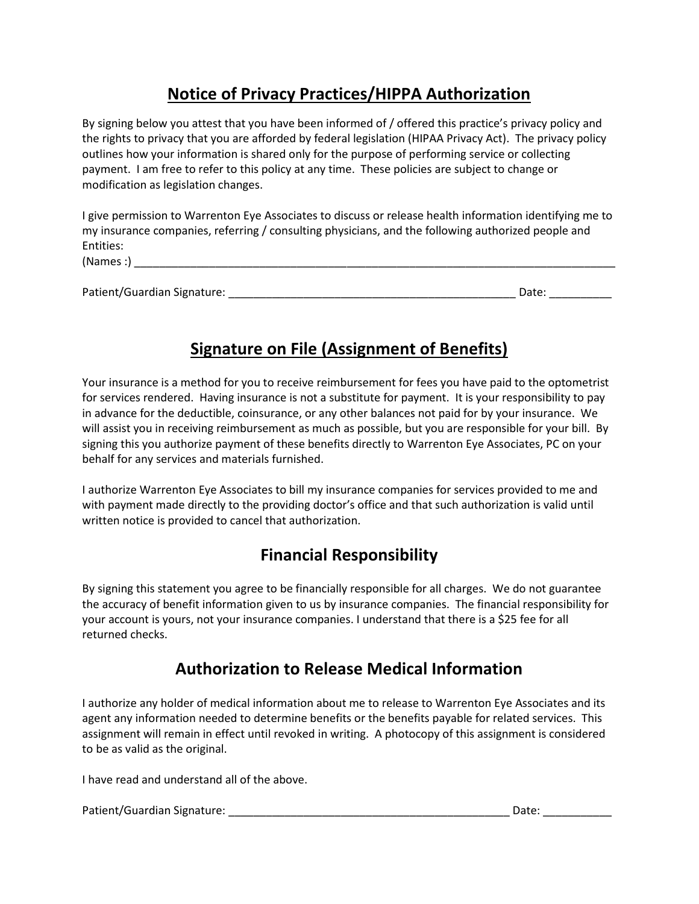## Notice of Privacy Practices/HIPPA Authorization

By signing below you attest that you have been informed of / offered this practice's privacy policy and the rights to privacy that you are afforded by federal legislation (HIPAA Privacy Act). The privacy policy outlines how your information is shared only for the purpose of performing service or collecting payment. I am free to refer to this policy at any time. These policies are subject to change or modification as legislation changes.

I give permission to Warrenton Eye Associates to discuss or release health information identifying me to my insurance companies, referring / consulting physicians, and the following authorized people and Entities:
(Names :) ________________________________________________________________________________

Patient/Guardian Signature: ________________________________________________ Date: __________

## Signature on File (Assignment of Benefits)

Your insurance is a method for you to receive reimbursement for fees you have paid to the optometrist for services rendered. Having insurance is not a substitute for payment. It is your responsibility to pay in advance for the deductible, coinsurance, or any other balances not paid for by your insurance. We will assist you in receiving reimbursement as much as possible, but you are responsible for your bill. By signing this you authorize payment of these benefits directly to Warrenton Eye Associates, PC on your behalf for any services and materials furnished.

I authorize Warrenton Eye Associates to bill my insurance companies for services provided to me and with payment made directly to the providing doctor's office and that such authorization is valid until written notice is provided to cancel that authorization.

## Financial Responsibility

By signing this statement you agree to be financially responsible for all charges. We do not guarantee the accuracy of benefit information given to us by insurance companies. The financial responsibility for your account is yours, not your insurance companies. I understand that there is a $25 fee for all returned checks.

## Authorization to Release Medical Information

I authorize any holder of medical information about me to release to Warrenton Eye Associates and its agent any information needed to determine benefits or the benefits payable for related services. This assignment will remain in effect until revoked in writing. A photocopy of this assignment is considered to be as valid as the original.

I have read and understand all of the above.

Patient/Guardian Signature: _______________________________________________ Date: ___________